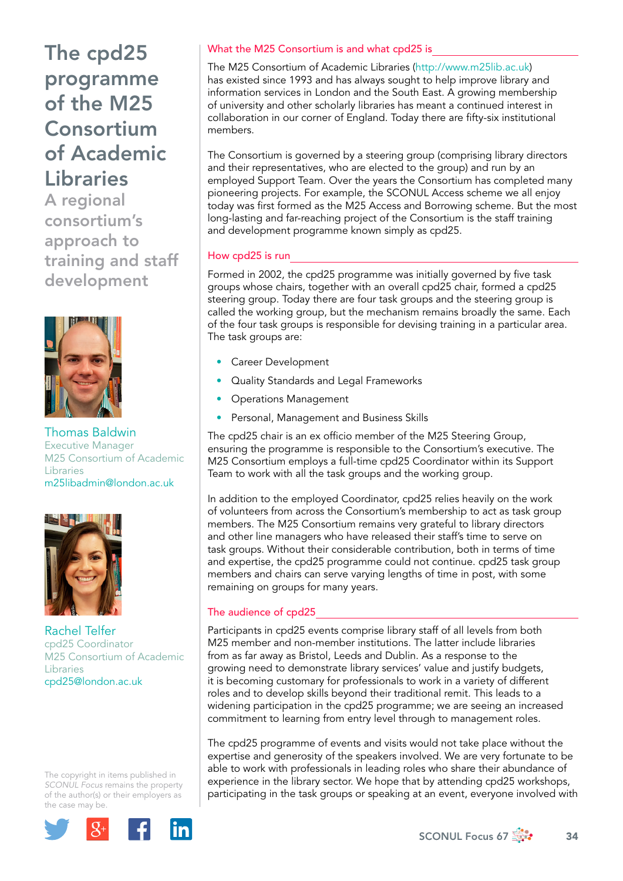# The cpd25 programme of the M25 Consortium of Academic Libraries

## A regional consortium's approach to training and staff development

Thomas Baldwin
Executive Manager
M25 Consortium of Academic Libraries
m25libadmin@london.ac.uk

Rachel Telfer
cpd25 Coordinator
M25 Consortium of Academic Libraries
cpd25@london.ac.uk

The copyright in items published in *SCONUL Focus* remains the property of the author(s) or their employers as the case may be.

### What the M25 Consortium is and what cpd25 is

The M25 Consortium of Academic Libraries (http://www.m25lib.ac.uk) has existed since 1993 and has always sought to help improve library and information services in London and the South East. A growing membership of university and other scholarly libraries has meant a continued interest in collaboration in our corner of England. Today there are fifty-six institutional members.

The Consortium is governed by a steering group (comprising library directors and their representatives, who are elected to the group) and run by an employed Support Team. Over the years the Consortium has completed many pioneering projects. For example, the SCONUL Access scheme we all enjoy today was first formed as the M25 Access and Borrowing scheme. But the most long-lasting and far-reaching project of the Consortium is the staff training and development programme known simply as cpd25.

### How cpd25 is run

Formed in 2002, the cpd25 programme was initially governed by five task groups whose chairs, together with an overall cpd25 chair, formed a cpd25 steering group. Today there are four task groups and the steering group is called the working group, but the mechanism remains broadly the same. Each of the four task groups is responsible for devising training in a particular area. The task groups are:

- Career Development
- Quality Standards and Legal Frameworks
- Operations Management
- Personal, Management and Business Skills

The cpd25 chair is an ex officio member of the M25 Steering Group, ensuring the programme is responsible to the Consortium's executive. The M25 Consortium employs a full-time cpd25 Coordinator within its Support Team to work with all the task groups and the working group.

In addition to the employed Coordinator, cpd25 relies heavily on the work of volunteers from across the Consortium's membership to act as task group members. The M25 Consortium remains very grateful to library directors and other line managers who have released their staff's time to serve on task groups. Without their considerable contribution, both in terms of time and expertise, the cpd25 programme could not continue. cpd25 task group members and chairs can serve varying lengths of time in post, with some remaining on groups for many years.

### The audience of cpd25

Participants in cpd25 events comprise library staff of all levels from both M25 member and non-member institutions. The latter include libraries from as far away as Bristol, Leeds and Dublin. As a response to the growing need to demonstrate library services' value and justify budgets, it is becoming customary for professionals to work in a variety of different roles and to develop skills beyond their traditional remit. This leads to a widening participation in the cpd25 programme; we are seeing an increased commitment to learning from entry level through to management roles.

The cpd25 programme of events and visits would not take place without the expertise and generosity of the speakers involved. We are very fortunate to be able to work with professionals in leading roles who share their abundance of experience in the library sector. We hope that by attending cpd25 workshops, participating in the task groups or speaking at an event, everyone involved with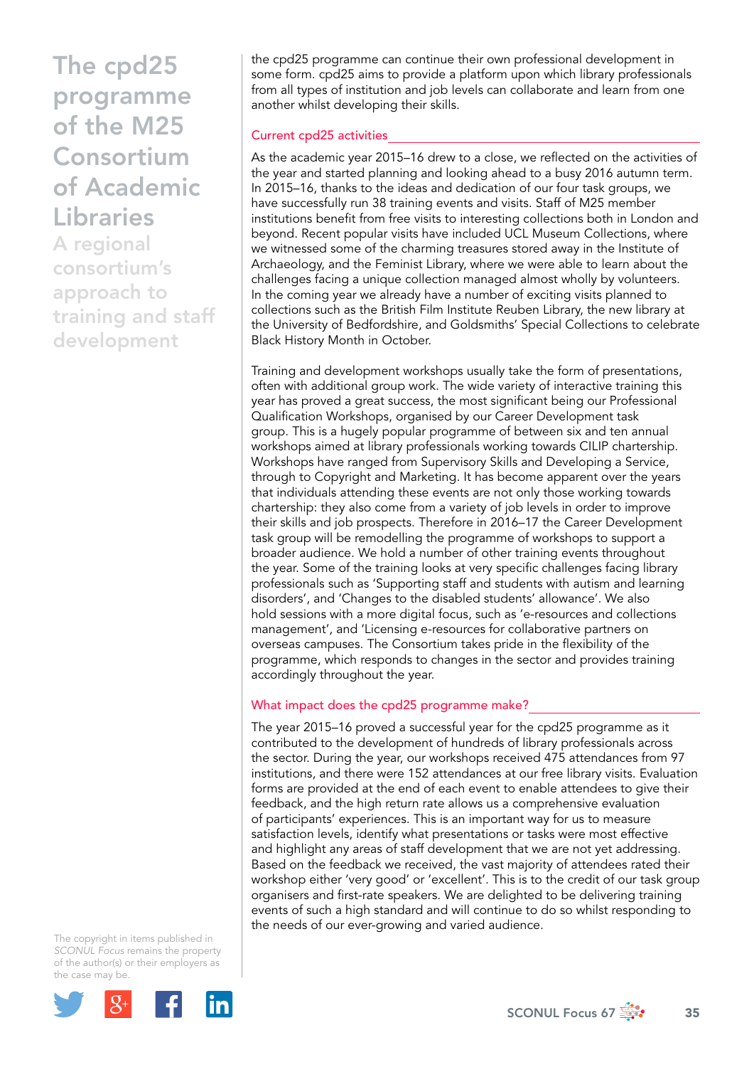the cpd25 programme can continue their own professional development in some form. cpd25 aims to provide a platform upon which library professionals from all types of institution and job levels can collaborate and learn from one another whilst developing their skills.

## Current cpd25 activities

As the academic year 2015–16 drew to a close, we reflected on the activities of the year and started planning and looking ahead to a busy 2016 autumn term. In 2015–16, thanks to the ideas and dedication of our four task groups, we have successfully run 38 training events and visits. Staff of M25 member institutions benefit from free visits to interesting collections both in London and beyond. Recent popular visits have included UCL Museum Collections, where we witnessed some of the charming treasures stored away in the Institute of Archaeology, and the Feminist Library, where we were able to learn about the challenges facing a unique collection managed almost wholly by volunteers. In the coming year we already have a number of exciting visits planned to collections such as the British Film Institute Reuben Library, the new library at the University of Bedfordshire, and Goldsmiths' Special Collections to celebrate Black History Month in October.

Training and development workshops usually take the form of presentations, often with additional group work. The wide variety of interactive training this year has proved a great success, the most significant being our Professional Qualification Workshops, organised by our Career Development task group. This is a hugely popular programme of between six and ten annual workshops aimed at library professionals working towards CILIP chartership. Workshops have ranged from Supervisory Skills and Developing a Service, through to Copyright and Marketing. It has become apparent over the years that individuals attending these events are not only those working towards chartership: they also come from a variety of job levels in order to improve their skills and job prospects. Therefore in 2016–17 the Career Development task group will be remodelling the programme of workshops to support a broader audience. We hold a number of other training events throughout the year. Some of the training looks at very specific challenges facing library professionals such as 'Supporting staff and students with autism and learning disorders', and 'Changes to the disabled students' allowance'. We also hold sessions with a more digital focus, such as 'e-resources and collections management', and 'Licensing e-resources for collaborative partners on overseas campuses. The Consortium takes pride in the flexibility of the programme, which responds to changes in the sector and provides training accordingly throughout the year.

## What impact does the cpd25 programme make?

The year 2015–16 proved a successful year for the cpd25 programme as it contributed to the development of hundreds of library professionals across the sector. During the year, our workshops received 475 attendances from 97 institutions, and there were 152 attendances at our free library visits. Evaluation forms are provided at the end of each event to enable attendees to give their feedback, and the high return rate allows us a comprehensive evaluation of participants' experiences. This is an important way for us to measure satisfaction levels, identify what presentations or tasks were most effective and highlight any areas of staff development that we are not yet addressing. Based on the feedback we received, the vast majority of attendees rated their workshop either 'very good' or 'excellent'. This is to the credit of our task group organisers and first-rate speakers. We are delighted to be delivering training events of such a high standard and will continue to do so whilst responding to the needs of our ever-growing and varied audience.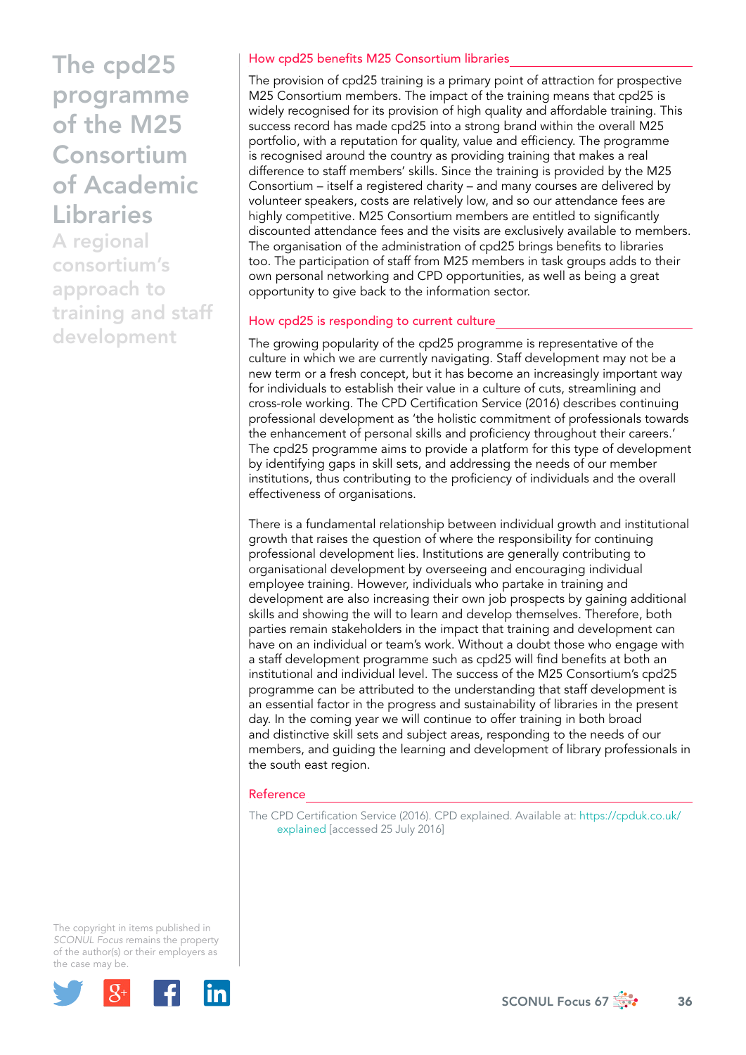## How cpd25 benefits M25 Consortium libraries

The provision of cpd25 training is a primary point of attraction for prospective M25 Consortium members. The impact of the training means that cpd25 is widely recognised for its provision of high quality and affordable training. This success record has made cpd25 into a strong brand within the overall M25 portfolio, with a reputation for quality, value and efficiency. The programme is recognised around the country as providing training that makes a real difference to staff members' skills. Since the training is provided by the M25 Consortium – itself a registered charity – and many courses are delivered by volunteer speakers, costs are relatively low, and so our attendance fees are highly competitive. M25 Consortium members are entitled to significantly discounted attendance fees and the visits are exclusively available to members. The organisation of the administration of cpd25 brings benefits to libraries too. The participation of staff from M25 members in task groups adds to their own personal networking and CPD opportunities, as well as being a great opportunity to give back to the information sector.

## How cpd25 is responding to current culture

The growing popularity of the cpd25 programme is representative of the culture in which we are currently navigating. Staff development may not be a new term or a fresh concept, but it has become an increasingly important way for individuals to establish their value in a culture of cuts, streamlining and cross-role working. The CPD Certification Service (2016) describes continuing professional development as 'the holistic commitment of professionals towards the enhancement of personal skills and proficiency throughout their careers.' The cpd25 programme aims to provide a platform for this type of development by identifying gaps in skill sets, and addressing the needs of our member institutions, thus contributing to the proficiency of individuals and the overall effectiveness of organisations.

There is a fundamental relationship between individual growth and institutional growth that raises the question of where the responsibility for continuing professional development lies. Institutions are generally contributing to organisational development by overseeing and encouraging individual employee training. However, individuals who partake in training and development are also increasing their own job prospects by gaining additional skills and showing the will to learn and develop themselves. Therefore, both parties remain stakeholders in the impact that training and development can have on an individual or team's work. Without a doubt those who engage with a staff development programme such as cpd25 will find benefits at both an institutional and individual level. The success of the M25 Consortium's cpd25 programme can be attributed to the understanding that staff development is an essential factor in the progress and sustainability of libraries in the present day. In the coming year we will continue to offer training in both broad and distinctive skill sets and subject areas, responding to the needs of our members, and guiding the learning and development of library professionals in the south east region.

## Reference

The CPD Certification Service (2016). CPD explained. Available at: https://cpduk.co.uk/explained [accessed 25 July 2016]

The copyright in items published in *SCONUL Focus* remains the property of the author(s) or their employers as the case may be.